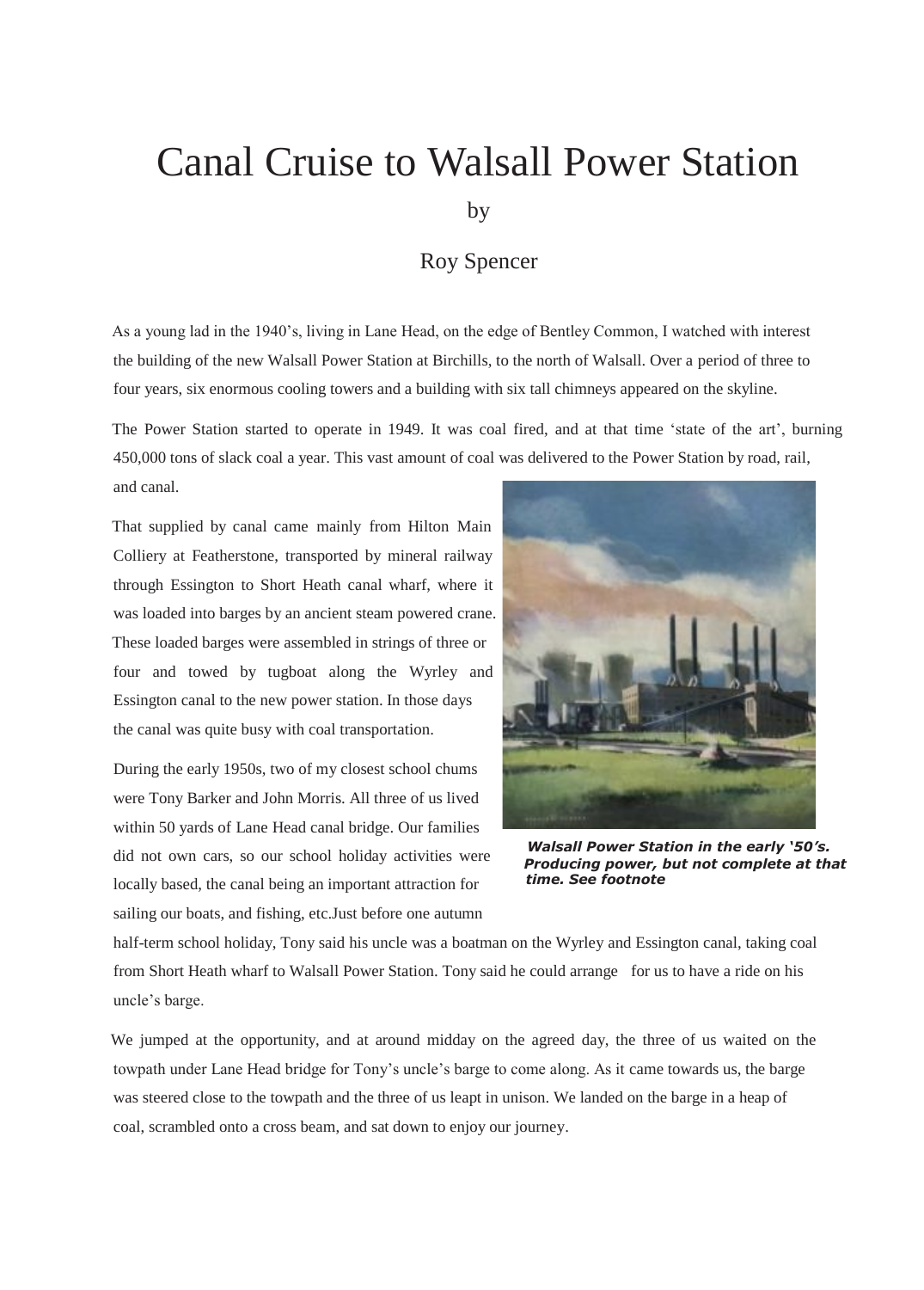# Canal Cruise to Walsall Power Station

by

Roy Spencer

As a young lad in the 1940's, living in Lane Head, on the edge of Bentley Common, I watched with interest the building of the new Walsall Power Station at Birchills, to the north of Walsall. Over a period of three to four years, six enormous cooling towers and a building with six tall chimneys appeared on the skyline.

The Power Station started to operate in 1949. It was coal fired, and at that time 'state of the art', burning 450,000 tons of slack coal a year. This vast amount of coal was delivered to the Power Station by road, rail, and canal.

That supplied by canal came mainly from Hilton Main Colliery at Featherstone, transported by mineral railway through Essington to Short Heath canal wharf, where it was loaded into barges by an ancient steam powered crane. These loaded barges were assembled in strings of three or four and towed by tugboat along the Wyrley and Essington canal to the new power station. In those days the canal was quite busy with coal transportation.

***Walsall Power Station in the early '50's. Producing power, but not complete at that time. See footnote***

During the early 1950s, two of my closest school chums were Tony Barker and John Morris. All three of us lived within 50 yards of Lane Head canal bridge. Our families did not own cars, so our school holiday activities were locally based, the canal being an important attraction for sailing our boats, and fishing, etc.Just before one autumn half-term school holiday, Tony said his uncle was a boatman on the Wyrley and Essington canal, taking coal from Short Heath wharf to Walsall Power Station. Tony said he could arrange for us to have a ride on his uncle's barge.

We jumped at the opportunity, and at around midday on the agreed day, the three of us waited on the towpath under Lane Head bridge for Tony's uncle's barge to come along. As it came towards us, the barge was steered close to the towpath and the three of us leapt in unison. We landed on the barge in a heap of coal, scrambled onto a cross beam, and sat down to enjoy our journey.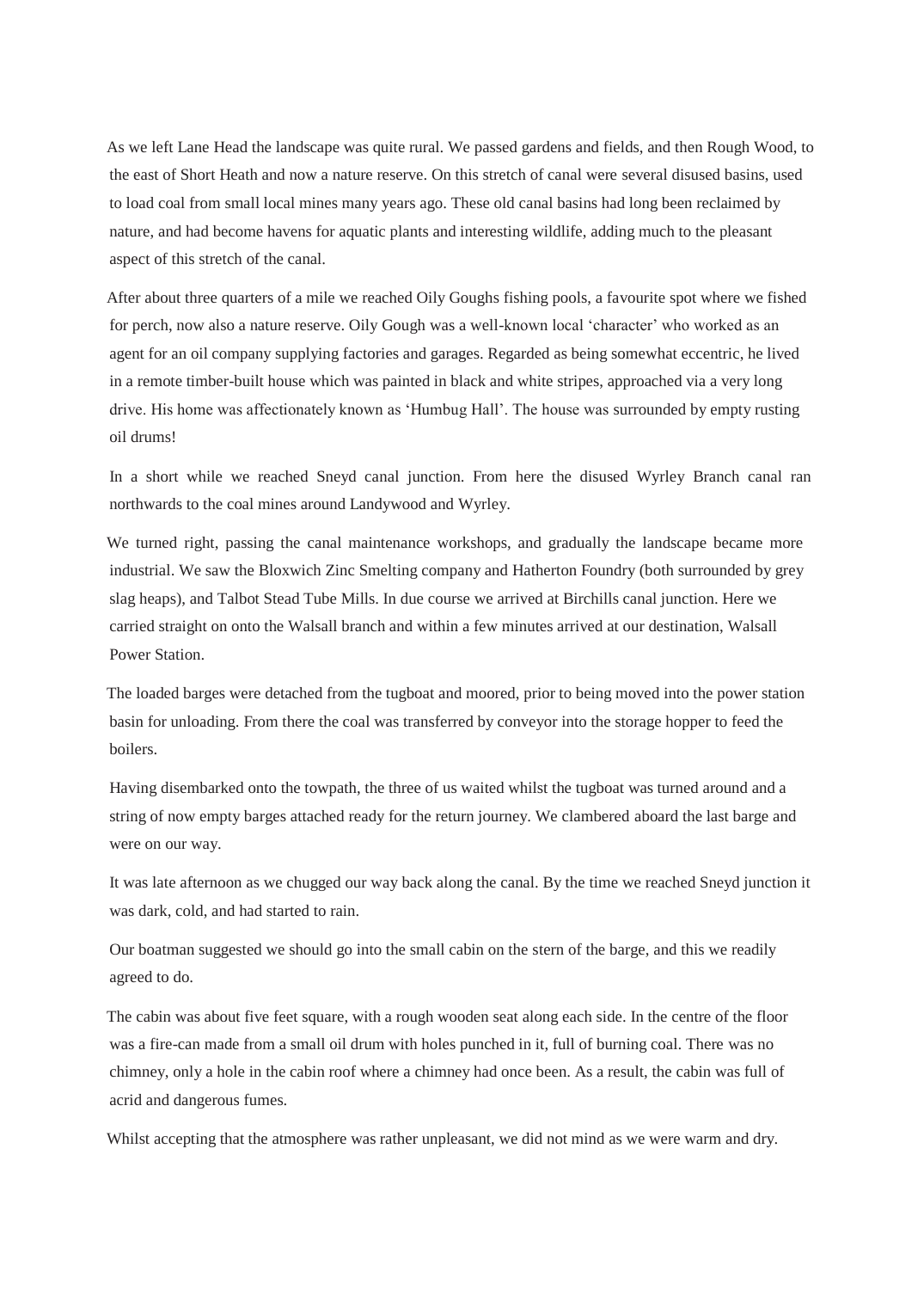As we left Lane Head the landscape was quite rural. We passed gardens and fields, and then Rough Wood, to the east of Short Heath and now a nature reserve. On this stretch of canal were several disused basins, used to load coal from small local mines many years ago. These old canal basins had long been reclaimed by nature, and had become havens for aquatic plants and interesting wildlife, adding much to the pleasant aspect of this stretch of the canal.

After about three quarters of a mile we reached Oily Goughs fishing pools, a favourite spot where we fished for perch, now also a nature reserve. Oily Gough was a well-known local 'character' who worked as an agent for an oil company supplying factories and garages. Regarded as being somewhat eccentric, he lived in a remote timber-built house which was painted in black and white stripes, approached via a very long drive. His home was affectionately known as 'Humbug Hall'. The house was surrounded by empty rusting oil drums!

In a short while we reached Sneyd canal junction. From here the disused Wyrley Branch canal ran northwards to the coal mines around Landywood and Wyrley.

We turned right, passing the canal maintenance workshops, and gradually the landscape became more industrial. We saw the Bloxwich Zinc Smelting company and Hatherton Foundry (both surrounded by grey slag heaps), and Talbot Stead Tube Mills. In due course we arrived at Birchills canal junction. Here we carried straight on onto the Walsall branch and within a few minutes arrived at our destination, Walsall Power Station.

The loaded barges were detached from the tugboat and moored, prior to being moved into the power station basin for unloading. From there the coal was transferred by conveyor into the storage hopper to feed the boilers.

Having disembarked onto the towpath, the three of us waited whilst the tugboat was turned around and a string of now empty barges attached ready for the return journey. We clambered aboard the last barge and were on our way.

It was late afternoon as we chugged our way back along the canal. By the time we reached Sneyd junction it was dark, cold, and had started to rain.

Our boatman suggested we should go into the small cabin on the stern of the barge, and this we readily agreed to do.

The cabin was about five feet square, with a rough wooden seat along each side. In the centre of the floor was a fire-can made from a small oil drum with holes punched in it, full of burning coal. There was no chimney, only a hole in the cabin roof where a chimney had once been. As a result, the cabin was full of acrid and dangerous fumes.

Whilst accepting that the atmosphere was rather unpleasant, we did not mind as we were warm and dry.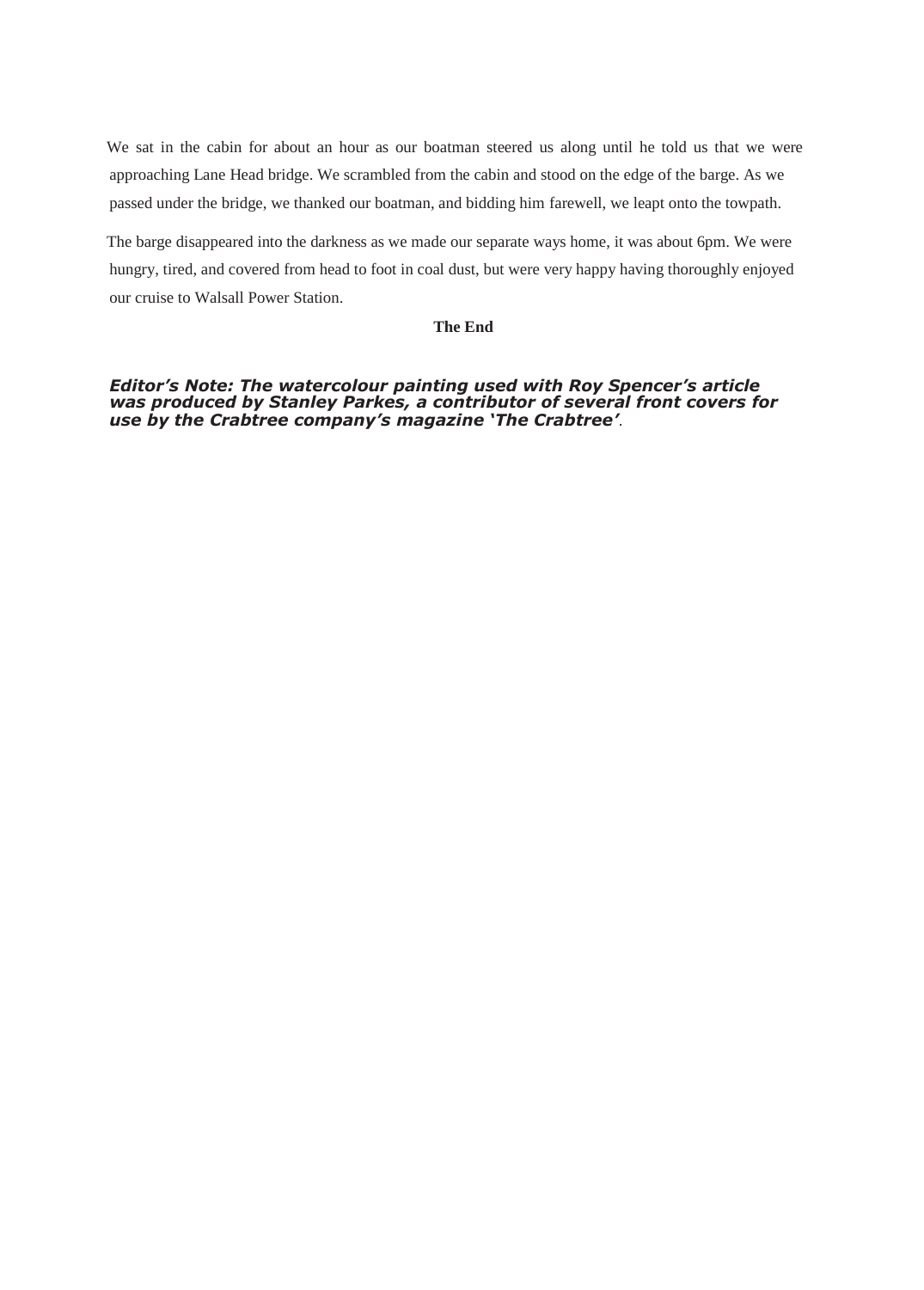We sat in the cabin for about an hour as our boatman steered us along until he told us that we were approaching Lane Head bridge. We scrambled from the cabin and stood on the edge of the barge. As we passed under the bridge, we thanked our boatman, and bidding him farewell, we leapt onto the towpath.

The barge disappeared into the darkness as we made our separate ways home, it was about 6pm. We were hungry, tired, and covered from head to foot in coal dust, but were very happy having thoroughly enjoyed our cruise to Walsall Power Station.

**The End**

***Editor's Note: The watercolour painting used with Roy Spencer's article was produced by Stanley Parkes, a contributor of several front covers for use by the Crabtree company's magazine 'The Crabtree'***.